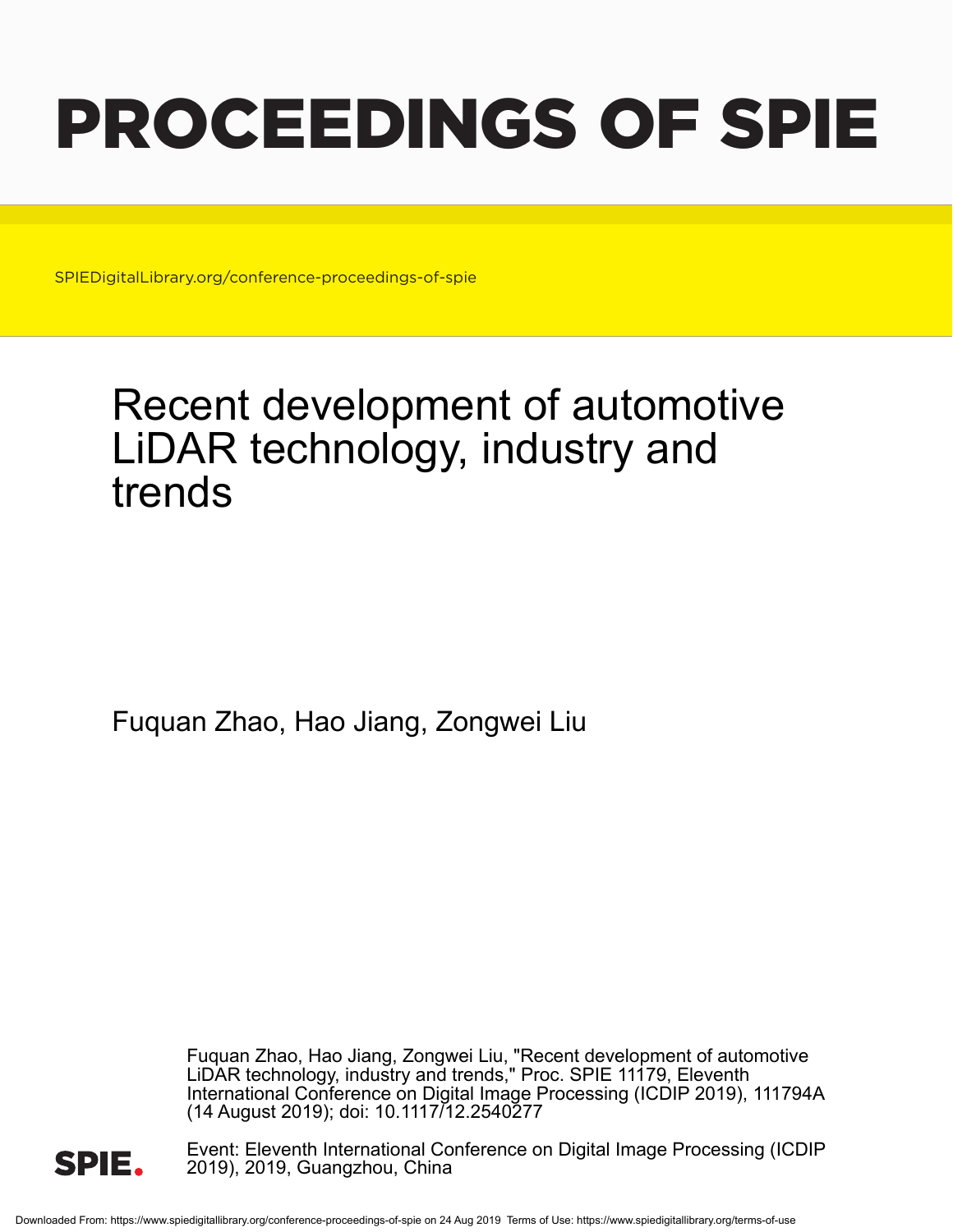# PROCEEDINGS OF SPIE

SPIEDigitalLibrary.org/conference-proceedings-of-spie

# Recent development of automotive LiDAR technology, industry and trends

Fuquan Zhao, Hao Jiang, Zongwei Liu

Fuquan Zhao, Hao Jiang, Zongwei Liu, "Recent development of automotive LiDAR technology, industry and trends," Proc. SPIE 11179, Eleventh International Conference on Digital Image Processing (ICDIP 2019), 111794A (14 August 2019); doi: 10.1117/12.2540277

Event: Eleventh International Conference on Digital Image Processing (ICDIP 2019), 2019, Guangzhou, China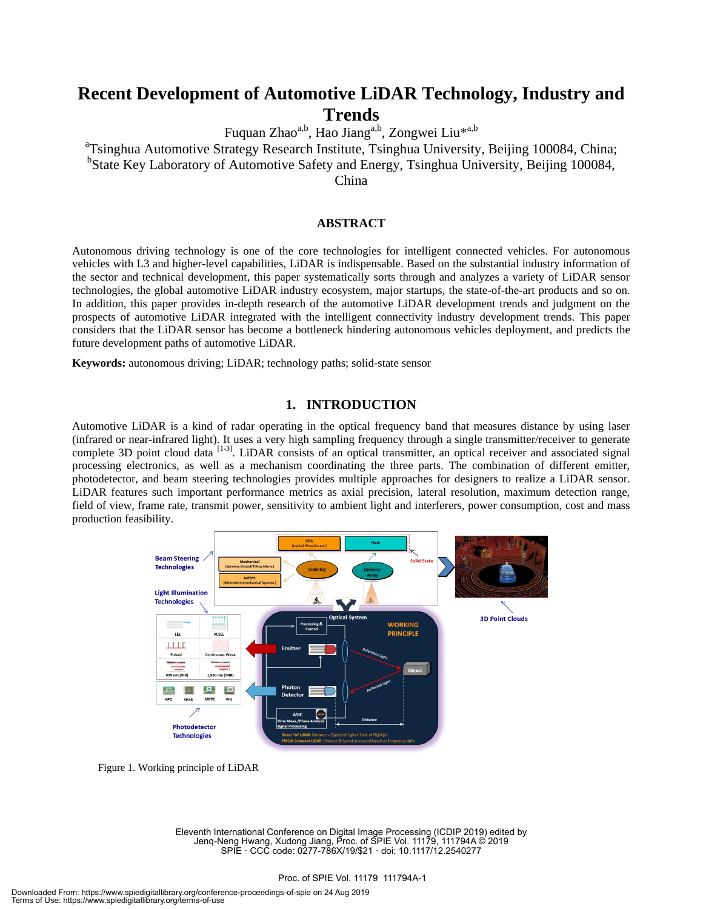# Recent Development of Automotive LiDAR Technology, Industry and Trends

Fuquan Zhao[a,b], Hao Jiang[a,b], Zongwei Liu*[a,b]

[a]Tsinghua Automotive Strategy Research Institute, Tsinghua University, Beijing 100084, China; [b]State Key Laboratory of Automotive Safety and Energy, Tsinghua University, Beijing 100084, China

## ABSTRACT

Autonomous driving technology is one of the core technologies for intelligent connected vehicles. For autonomous vehicles with L3 and higher-level capabilities, LiDAR is indispensable. Based on the substantial industry information of the sector and technical development, this paper systematically sorts through and analyzes a variety of LiDAR sensor technologies, the global automotive LiDAR industry ecosystem, major startups, the state-of-the-art products and so on. In addition, this paper provides in-depth research of the automotive LiDAR development trends and judgment on the prospects of automotive LiDAR integrated with the intelligent connectivity industry development trends. This paper considers that the LiDAR sensor has become a bottleneck hindering autonomous vehicles deployment, and predicts the future development paths of automotive LiDAR.

**Keywords:** autonomous driving; LiDAR; technology paths; solid-state sensor

## 1. INTRODUCTION

Automotive LiDAR is a kind of radar operating in the optical frequency band that measures distance by using laser (infrared or near-infrared light). It uses a very high sampling frequency through a single transmitter/receiver to generate complete 3D point cloud data [1-3]. LiDAR consists of an optical transmitter, an optical receiver and associated signal processing electronics, as well as a mechanism coordinating the three parts. The combination of different emitter, photodetector, and beam steering technologies provides multiple approaches for designers to realize a LiDAR sensor. LiDAR features such important performance metrics as axial precision, lateral resolution, maximum detection range, field of view, frame rate, transmit power, sensitivity to ambient light and interferers, power consumption, cost and mass production feasibility.

Figure 1. Working principle of LiDAR

Eleventh International Conference on Digital Image Processing (ICDIP 2019) edited by Jenq-Neng Hwang, Xudong Jiang, Proc. of SPIE Vol. 11179, 111794A © 2019 SPIE · CCC code: 0277-786X/19/$21 · doi: 10.1117/12.2540277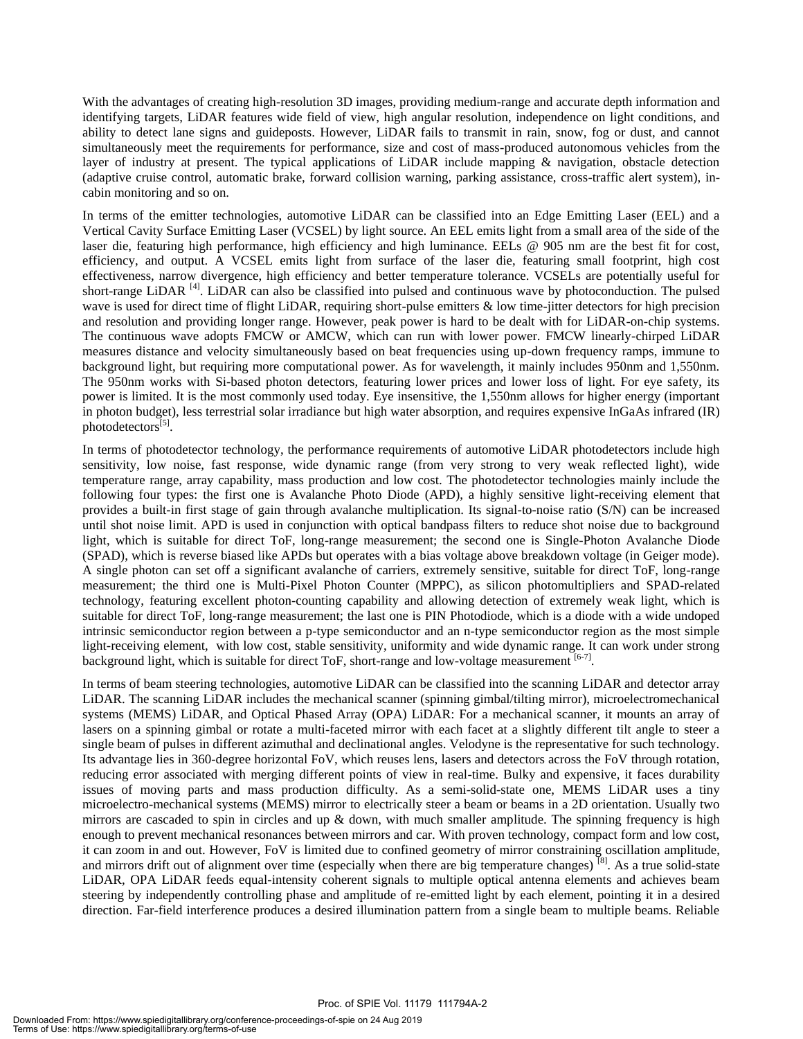With the advantages of creating high-resolution 3D images, providing medium-range and accurate depth information and identifying targets, LiDAR features wide field of view, high angular resolution, independence on light conditions, and ability to detect lane signs and guideposts. However, LiDAR fails to transmit in rain, snow, fog or dust, and cannot simultaneously meet the requirements for performance, size and cost of mass-produced autonomous vehicles from the layer of industry at present. The typical applications of LiDAR include mapping & navigation, obstacle detection (adaptive cruise control, automatic brake, forward collision warning, parking assistance, cross-traffic alert system), in-cabin monitoring and so on.

In terms of the emitter technologies, automotive LiDAR can be classified into an Edge Emitting Laser (EEL) and a Vertical Cavity Surface Emitting Laser (VCSEL) by light source. An EEL emits light from a small area of the side of the laser die, featuring high performance, high efficiency and high luminance. EELs @ 905 nm are the best fit for cost, efficiency, and output. A VCSEL emits light from surface of the laser die, featuring small footprint, high cost effectiveness, narrow divergence, high efficiency and better temperature tolerance. VCSELs are potentially useful for short-range LiDAR [4]. LiDAR can also be classified into pulsed and continuous wave by photoconduction. The pulsed wave is used for direct time of flight LiDAR, requiring short-pulse emitters & low time-jitter detectors for high precision and resolution and providing longer range. However, peak power is hard to be dealt with for LiDAR-on-chip systems. The continuous wave adopts FMCW or AMCW, which can run with lower power. FMCW linearly-chirped LiDAR measures distance and velocity simultaneously based on beat frequencies using up-down frequency ramps, immune to background light, but requiring more computational power. As for wavelength, it mainly includes 950nm and 1,550nm. The 950nm works with Si-based photon detectors, featuring lower prices and lower loss of light. For eye safety, its power is limited. It is the most commonly used today. Eye insensitive, the 1,550nm allows for higher energy (important in photon budget), less terrestrial solar irradiance but high water absorption, and requires expensive InGaAs infrared (IR) photodetectors[5].

In terms of photodetector technology, the performance requirements of automotive LiDAR photodetectors include high sensitivity, low noise, fast response, wide dynamic range (from very strong to very weak reflected light), wide temperature range, array capability, mass production and low cost. The photodetector technologies mainly include the following four types: the first one is Avalanche Photo Diode (APD), a highly sensitive light-receiving element that provides a built-in first stage of gain through avalanche multiplication. Its signal-to-noise ratio (S/N) can be increased until shot noise limit. APD is used in conjunction with optical bandpass filters to reduce shot noise due to background light, which is suitable for direct ToF, long-range measurement; the second one is Single-Photon Avalanche Diode (SPAD), which is reverse biased like APDs but operates with a bias voltage above breakdown voltage (in Geiger mode). A single photon can set off a significant avalanche of carriers, extremely sensitive, suitable for direct ToF, long-range measurement; the third one is Multi-Pixel Photon Counter (MPPC), as silicon photomultipliers and SPAD-related technology, featuring excellent photon-counting capability and allowing detection of extremely weak light, which is suitable for direct ToF, long-range measurement; the last one is PIN Photodiode, which is a diode with a wide undoped intrinsic semiconductor region between a p-type semiconductor and an n-type semiconductor region as the most simple light-receiving element, with low cost, stable sensitivity, uniformity and wide dynamic range. It can work under strong background light, which is suitable for direct ToF, short-range and low-voltage measurement [6-7].

In terms of beam steering technologies, automotive LiDAR can be classified into the scanning LiDAR and detector array LiDAR. The scanning LiDAR includes the mechanical scanner (spinning gimbal/tilting mirror), microelectromechanical systems (MEMS) LiDAR, and Optical Phased Array (OPA) LiDAR: For a mechanical scanner, it mounts an array of lasers on a spinning gimbal or rotate a multi-faceted mirror with each facet at a slightly different tilt angle to steer a single beam of pulses in different azimuthal and declinational angles. Velodyne is the representative for such technology. Its advantage lies in 360-degree horizontal FoV, which reuses lens, lasers and detectors across the FoV through rotation, reducing error associated with merging different points of view in real-time. Bulky and expensive, it faces durability issues of moving parts and mass production difficulty. As a semi-solid-state one, MEMS LiDAR uses a tiny microelectro-mechanical systems (MEMS) mirror to electrically steer a beam or beams in a 2D orientation. Usually two mirrors are cascaded to spin in circles and up & down, with much smaller amplitude. The spinning frequency is high enough to prevent mechanical resonances between mirrors and car. With proven technology, compact form and low cost, it can zoom in and out. However, FoV is limited due to confined geometry of mirror constraining oscillation amplitude, and mirrors drift out of alignment over time (especially when there are big temperature changes) [8]. As a true solid-state LiDAR, OPA LiDAR feeds equal-intensity coherent signals to multiple optical antenna elements and achieves beam steering by independently controlling phase and amplitude of re-emitted light by each element, pointing it in a desired direction. Far-field interference produces a desired illumination pattern from a single beam to multiple beams. Reliable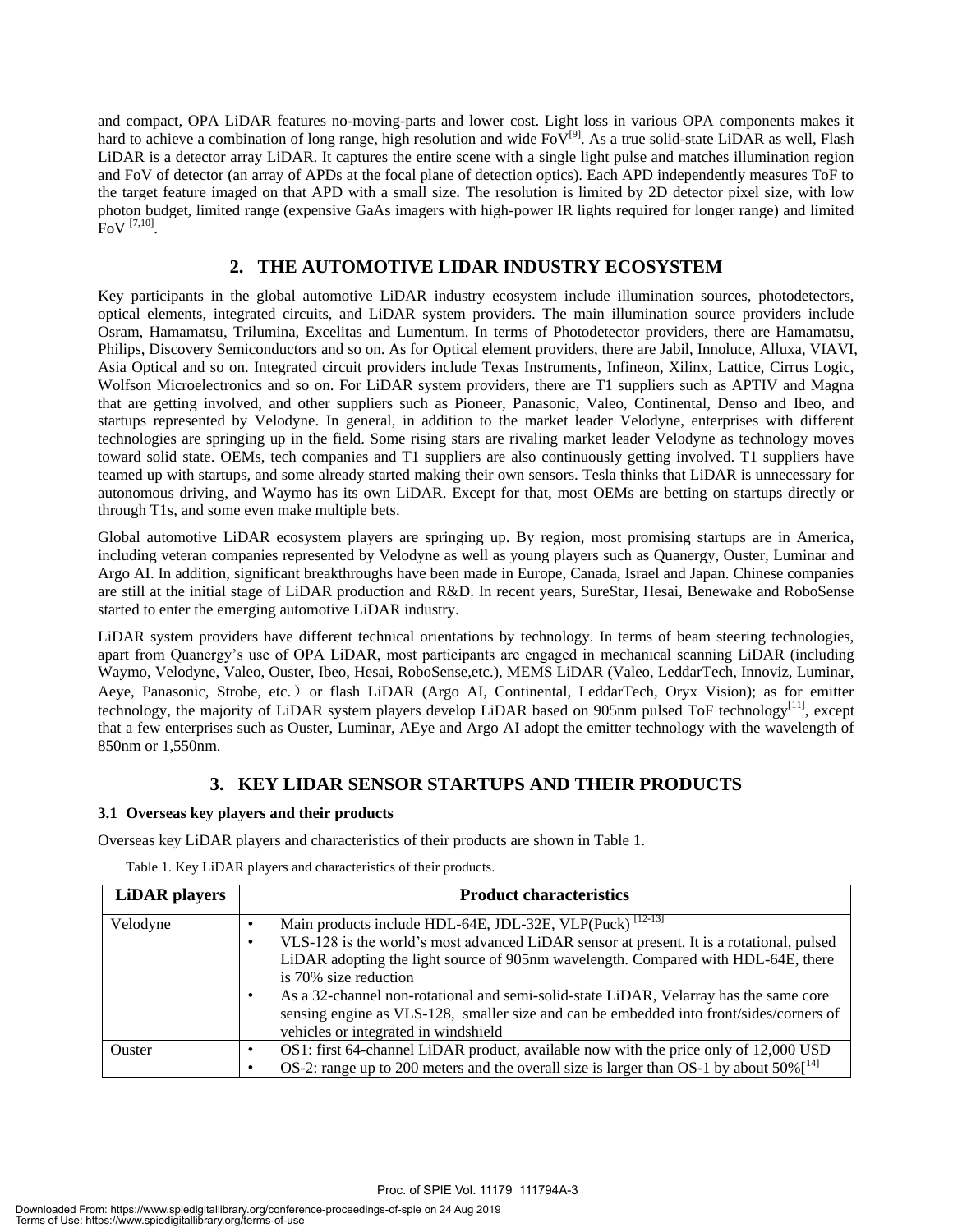and compact, OPA LiDAR features no-moving-parts and lower cost. Light loss in various OPA components makes it hard to achieve a combination of long range, high resolution and wide FoV[9]. As a true solid-state LiDAR as well, Flash LiDAR is a detector array LiDAR. It captures the entire scene with a single light pulse and matches illumination region and FoV of detector (an array of APDs at the focal plane of detection optics). Each APD independently measures ToF to the target feature imaged on that APD with a small size. The resolution is limited by 2D detector pixel size, with low photon budget, limited range (expensive GaAs imagers with high-power IR lights required for longer range) and limited FoV [7,10].

## 2. THE AUTOMOTIVE LIDAR INDUSTRY ECOSYSTEM

Key participants in the global automotive LiDAR industry ecosystem include illumination sources, photodetectors, optical elements, integrated circuits, and LiDAR system providers. The main illumination source providers include Osram, Hamamatsu, Trilumina, Excelitas and Lumentum. In terms of Photodetector providers, there are Hamamatsu, Philips, Discovery Semiconductors and so on. As for Optical element providers, there are Jabil, Innoluce, Alluxa, VIAVI, Asia Optical and so on. Integrated circuit providers include Texas Instruments, Infineon, Xilinx, Lattice, Cirrus Logic, Wolfson Microelectronics and so on. For LiDAR system providers, there are T1 suppliers such as APTIV and Magna that are getting involved, and other suppliers such as Pioneer, Panasonic, Valeo, Continental, Denso and Ibeo, and startups represented by Velodyne. In general, in addition to the market leader Velodyne, enterprises with different technologies are springing up in the field. Some rising stars are rivaling market leader Velodyne as technology moves toward solid state. OEMs, tech companies and T1 suppliers are also continuously getting involved. T1 suppliers have teamed up with startups, and some already started making their own sensors. Tesla thinks that LiDAR is unnecessary for autonomous driving, and Waymo has its own LiDAR. Except for that, most OEMs are betting on startups directly or through T1s, and some even make multiple bets.

Global automotive LiDAR ecosystem players are springing up. By region, most promising startups are in America, including veteran companies represented by Velodyne as well as young players such as Quanergy, Ouster, Luminar and Argo AI. In addition, significant breakthroughs have been made in Europe, Canada, Israel and Japan. Chinese companies are still at the initial stage of LiDAR production and R&D. In recent years, SureStar, Hesai, Benewake and RoboSense started to enter the emerging automotive LiDAR industry.

LiDAR system providers have different technical orientations by technology. In terms of beam steering technologies, apart from Quanergy's use of OPA LiDAR, most participants are engaged in mechanical scanning LiDAR (including Waymo, Velodyne, Valeo, Ouster, Ibeo, Hesai, RoboSense,etc.), MEMS LiDAR (Valeo, LeddarTech, Innoviz, Luminar, Aeye, Panasonic, Strobe, etc.）or flash LiDAR (Argo AI, Continental, LeddarTech, Oryx Vision); as for emitter technology, the majority of LiDAR system players develop LiDAR based on 905nm pulsed ToF technology[11], except that a few enterprises such as Ouster, Luminar, AEye and Argo AI adopt the emitter technology with the wavelength of 850nm or 1,550nm.

## 3. KEY LIDAR SENSOR STARTUPS AND THEIR PRODUCTS

### 3.1 Overseas key players and their products

Overseas key LiDAR players and characteristics of their products are shown in Table 1.

Table 1. Key LiDAR players and characteristics of their products.

| LiDAR players | Product characteristics |
|---|---|
| Velodyne | • Main products include HDL-64E, JDL-32E, VLP(Puck) [12-13] <br> • VLS-128 is the world's most advanced LiDAR sensor at present. It is a rotational, pulsed LiDAR adopting the light source of 905nm wavelength. Compared with HDL-64E, there is 70% size reduction <br> • As a 32-channel non-rotational and semi-solid-state LiDAR, Velarray has the same core sensing engine as VLS-128, smaller size and can be embedded into front/sides/corners of vehicles or integrated in windshield |
| Ouster | • OS1: first 64-channel LiDAR product, available now with the price only of 12,000 USD <br> • OS-2: range up to 200 meters and the overall size is larger than OS-1 by about 50%[14] |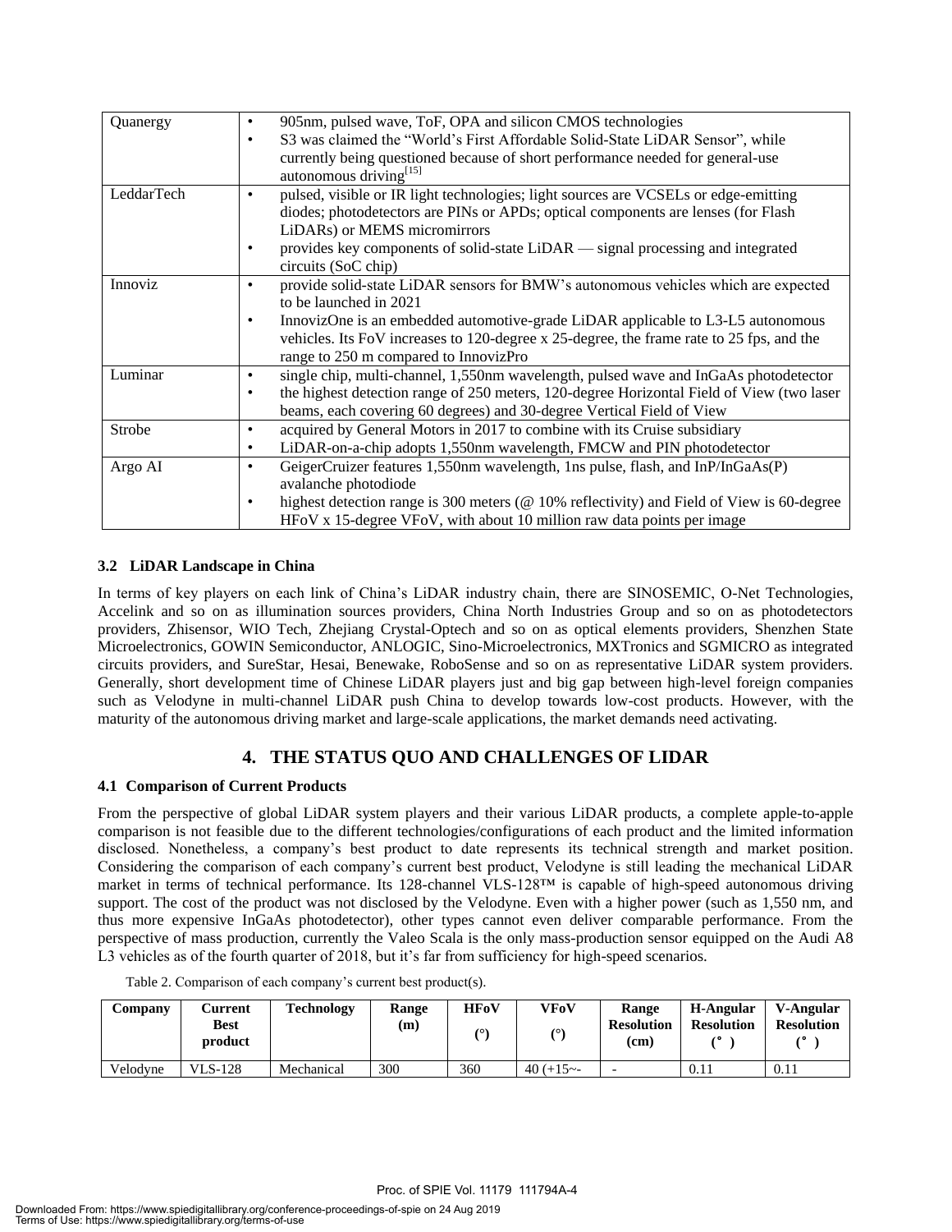| | |
|---|---|
| Quanergy | • 905nm, pulsed wave, ToF, OPA and silicon CMOS technologies<br>• S3 was claimed the "World's First Affordable Solid-State LiDAR Sensor", while currently being questioned because of short performance needed for general-use autonomous driving[15] |
| LeddarTech | • pulsed, visible or IR light technologies; light sources are VCSELs or edge-emitting diodes; photodetectors are PINs or APDs; optical components are lenses (for Flash LiDARs) or MEMS micromirrors<br>• provides key components of solid-state LiDAR — signal processing and integrated circuits (SoC chip) |
| Innoviz | • provide solid-state LiDAR sensors for BMW's autonomous vehicles which are expected to be launched in 2021<br>• InnovizOne is an embedded automotive-grade LiDAR applicable to L3-L5 autonomous vehicles. Its FoV increases to 120-degree x 25-degree, the frame rate to 25 fps, and the range to 250 m compared to InnovizPro |
| Luminar | • single chip, multi-channel, 1,550nm wavelength, pulsed wave and InGaAs photodetector<br>• the highest detection range of 250 meters, 120-degree Horizontal Field of View (two laser beams, each covering 60 degrees) and 30-degree Vertical Field of View |
| Strobe | • acquired by General Motors in 2017 to combine with its Cruise subsidiary<br>• LiDAR-on-a-chip adopts 1,550nm wavelength, FMCW and PIN photodetector |
| Argo AI | • GeigerCruizer features 1,550nm wavelength, 1ns pulse, flash, and InP/InGaAs(P) avalanche photodiode<br>• highest detection range is 300 meters (@ 10% reflectivity) and Field of View is 60-degree HFoV x 15-degree VFoV, with about 10 million raw data points per image |

### 3.2 LiDAR Landscape in China

In terms of key players on each link of China's LiDAR industry chain, there are SINOSEMIC, O-Net Technologies, Accelink and so on as illumination sources providers, China North Industries Group and so on as photodetectors providers, Zhisensor, WIO Tech, Zhejiang Crystal-Optech and so on as optical elements providers, Shenzhen State Microelectronics, GOWIN Semiconductor, ANLOGIC, Sino-Microelectronics, MXTronics and SGMICRO as integrated circuits providers, and SureStar, Hesai, Benewake, RoboSense and so on as representative LiDAR system providers. Generally, short development time of Chinese LiDAR players just and big gap between high-level foreign companies such as Velodyne in multi-channel LiDAR push China to develop towards low-cost products. However, with the maturity of the autonomous driving market and large-scale applications, the market demands need activating.

## 4. THE STATUS QUO AND CHALLENGES OF LIDAR

### 4.1 Comparison of Current Products

From the perspective of global LiDAR system players and their various LiDAR products, a complete apple-to-apple comparison is not feasible due to the different technologies/configurations of each product and the limited information disclosed. Nonetheless, a company's best product to date represents its technical strength and market position. Considering the comparison of each company's current best product, Velodyne is still leading the mechanical LiDAR market in terms of technical performance. Its 128-channel VLS-128™ is capable of high-speed autonomous driving support. The cost of the product was not disclosed by the Velodyne. Even with a higher power (such as 1,550 nm, and thus more expensive InGaAs photodetector), other types cannot even deliver comparable performance. From the perspective of mass production, currently the Valeo Scala is the only mass-production sensor equipped on the Audi A8 L3 vehicles as of the fourth quarter of 2018, but it's far from sufficiency for high-speed scenarios.

Table 2. Comparison of each company's current best product(s).

| Company | Current Best product | Technology | Range (m) | HFoV (°) | VFoV (°) | Range Resolution (cm) | H-Angular Resolution (°) | V-Angular Resolution (°) |
|---|---|---|---|---|---|---|---|---|
| Velodyne | VLS-128 | Mechanical | 300 | 360 | 40 (+15~- | - | 0.11 | 0.11 |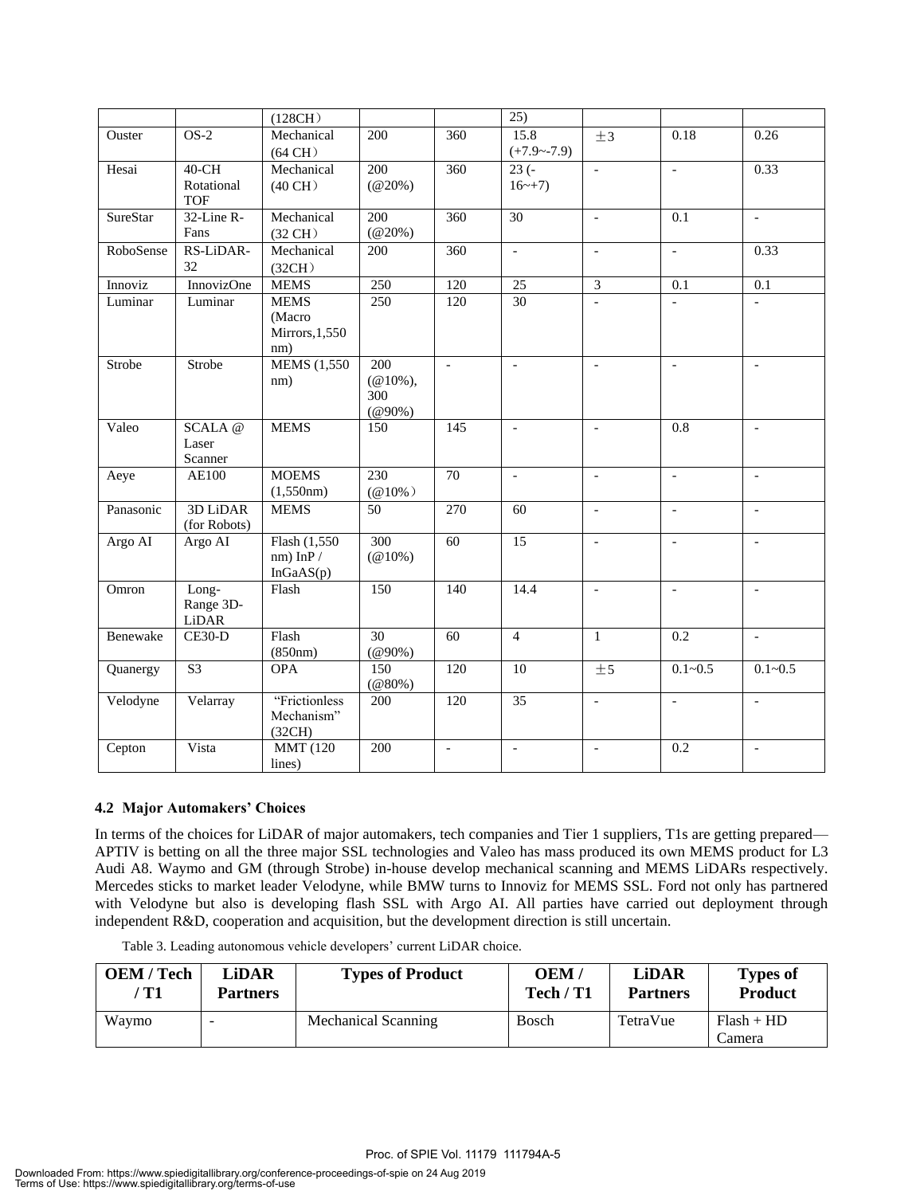|  |  | (128CH) |  |  | 25) |  |  |  |
| --- | --- | --- | --- | --- | --- | --- | --- | --- |
| Ouster | OS-2 | Mechanical (64 CH) | 200 | 360 | 15.8 (+7.9~-7.9) | ±3 | 0.18 | 0.26 |
| Hesai | 40-CH Rotational TOF | Mechanical (40 CH) | 200 (@20%) | 360 | 23 (-16~+7) | - | - | 0.33 |
| SureStar | 32-Line R-Fans | Mechanical (32 CH) | 200 (@20%) | 360 | 30 | - | 0.1 | - |
| RoboSense | RS-LiDAR-32 | Mechanical (32CH) | 200 | 360 | - | - | - | 0.33 |
| Innoviz | InnovizOne | MEMS | 250 | 120 | 25 | 3 | 0.1 | 0.1 |
| Luminar | Luminar | MEMS (Macro Mirrors,1,550 nm) | 250 | 120 | 30 | - | - | - |
| Strobe | Strobe | MEMS (1,550 nm) | 200 (@10%), 300 (@90%) | - | - | - | - | - |
| Valeo | SCALA @ Laser Scanner | MEMS | 150 | 145 | - | - | 0.8 | - |
| Aeye | AE100 | MOEMS (1,550nm) | 230 (@10%) | 70 | - | - | - | - |
| Panasonic | 3D LiDAR (for Robots) | MEMS | 50 | 270 | 60 | - | - | - |
| Argo AI | Argo AI | Flash (1,550 nm) InP / InGaAS(p) | 300 (@10%) | 60 | 15 | - | - | - |
| Omron | Long-Range 3D-LiDAR | Flash | 150 | 140 | 14.4 | - | - | - |
| Benewake | CE30-D | Flash (850nm) | 30 (@90%) | 60 | 4 | 1 | 0.2 | - |
| Quanergy | S3 | OPA | 150 (@80%) | 120 | 10 | ±5 | 0.1~0.5 | 0.1~0.5 |
| Velodyne | Velarray | "Frictionless Mechanism" (32CH) | 200 | 120 | 35 | - | - | - |
| Cepton | Vista | MMT (120 lines) | 200 | - | - | - | 0.2 | - |

### 4.2 Major Automakers' Choices

In terms of the choices for LiDAR of major automakers, tech companies and Tier 1 suppliers, T1s are getting prepared—APTIV is betting on all the three major SSL technologies and Valeo has mass produced its own MEMS product for L3 Audi A8. Waymo and GM (through Strobe) in-house develop mechanical scanning and MEMS LiDARs respectively. Mercedes sticks to market leader Velodyne, while BMW turns to Innoviz for MEMS SSL. Ford not only has partnered with Velodyne but also is developing flash SSL with Argo AI. All parties have carried out deployment through independent R&D, cooperation and acquisition, but the development direction is still uncertain.

Table 3. Leading autonomous vehicle developers' current LiDAR choice.

| OEM / Tech / T1 | LiDAR Partners | Types of Product | OEM / Tech / T1 | LiDAR Partners | Types of Product |
| --- | --- | --- | --- | --- | --- |
| Waymo | - | Mechanical Scanning | Bosch | TetraVue | Flash + HD Camera |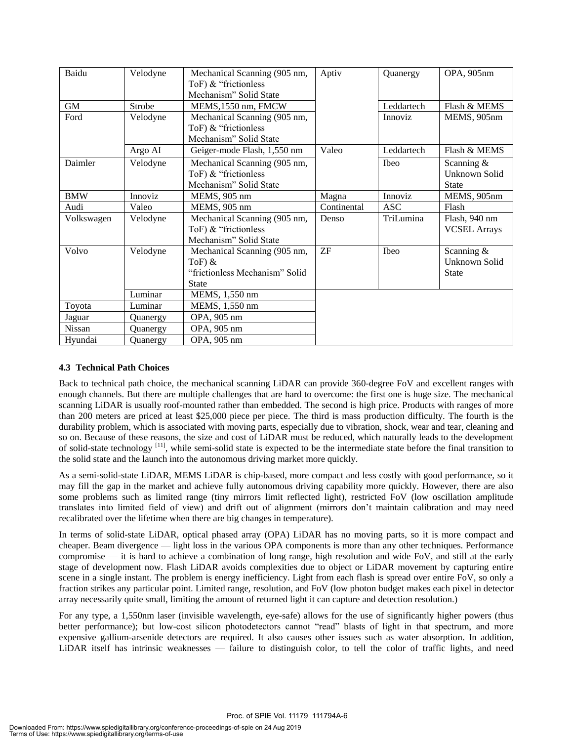| Baidu | Velodyne | Mechanical Scanning (905 nm, ToF) & "frictionless Mechanism" Solid State | Aptiv | Quanergy | OPA, 905nm |
|---|---|---|---|---|---|
| GM | Strobe | MEMS,1550 nm, FMCW | | Leddartech | Flash & MEMS |
| Ford | Velodyne | Mechanical Scanning (905 nm, ToF) & "frictionless Mechanism" Solid State | | Innoviz | MEMS, 905nm |
| | Argo AI | Geiger-mode Flash, 1,550 nm | Valeo | Leddartech | Flash & MEMS |
| Daimler | Velodyne | Mechanical Scanning (905 nm, ToF) & "frictionless Mechanism" Solid State | | Ibeo | Scanning & Unknown Solid State |
| BMW | Innoviz | MEMS, 905 nm | Magna | Innoviz | MEMS, 905nm |
| Audi | Valeo | MEMS, 905 nm | Continental | ASC | Flash |
| Volkswagen | Velodyne | Mechanical Scanning (905 nm, ToF) & "frictionless Mechanism" Solid State | Denso | TriLumina | Flash, 940 nm VCSEL Arrays |
| Volvo | Velodyne | Mechanical Scanning (905 nm, ToF) & "frictionless Mechanism" Solid State | ZF | Ibeo | Scanning & Unknown Solid State |
| | Luminar | MEMS, 1,550 nm | | | |
| Toyota | Luminar | MEMS, 1,550 nm | | | |
| Jaguar | Quanergy | OPA, 905 nm | | | |
| Nissan | Quanergy | OPA, 905 nm | | | |
| Hyundai | Quanergy | OPA, 905 nm | | | |

### 4.3 Technical Path Choices

Back to technical path choice, the mechanical scanning LiDAR can provide 360-degree FoV and excellent ranges with enough channels. But there are multiple challenges that are hard to overcome: the first one is huge size. The mechanical scanning LiDAR is usually roof-mounted rather than embedded. The second is high price. Products with ranges of more than 200 meters are priced at least $25,000 piece per piece. The third is mass production difficulty. The fourth is the durability problem, which is associated with moving parts, especially due to vibration, shock, wear and tear, cleaning and so on. Because of these reasons, the size and cost of LiDAR must be reduced, which naturally leads to the development of solid-state technology [11], while semi-solid state is expected to be the intermediate state before the final transition to the solid state and the launch into the autonomous driving market more quickly.

As a semi-solid-state LiDAR, MEMS LiDAR is chip-based, more compact and less costly with good performance, so it may fill the gap in the market and achieve fully autonomous driving capability more quickly. However, there are also some problems such as limited range (tiny mirrors limit reflected light), restricted FoV (low oscillation amplitude translates into limited field of view) and drift out of alignment (mirrors don't maintain calibration and may need recalibrated over the lifetime when there are big changes in temperature).

In terms of solid-state LiDAR, optical phased array (OPA) LiDAR has no moving parts, so it is more compact and cheaper. Beam divergence — light loss in the various OPA components is more than any other techniques. Performance compromise — it is hard to achieve a combination of long range, high resolution and wide FoV, and still at the early stage of development now. Flash LiDAR avoids complexities due to object or LiDAR movement by capturing entire scene in a single instant. The problem is energy inefficiency. Light from each flash is spread over entire FoV, so only a fraction strikes any particular point. Limited range, resolution, and FoV (low photon budget makes each pixel in detector array necessarily quite small, limiting the amount of returned light it can capture and detection resolution.)

For any type, a 1,550nm laser (invisible wavelength, eye-safe) allows for the use of significantly higher powers (thus better performance); but low-cost silicon photodetectors cannot "read" blasts of light in that spectrum, and more expensive gallium-arsenide detectors are required. It also causes other issues such as water absorption. In addition, LiDAR itself has intrinsic weaknesses — failure to distinguish color, to tell the color of traffic lights, and need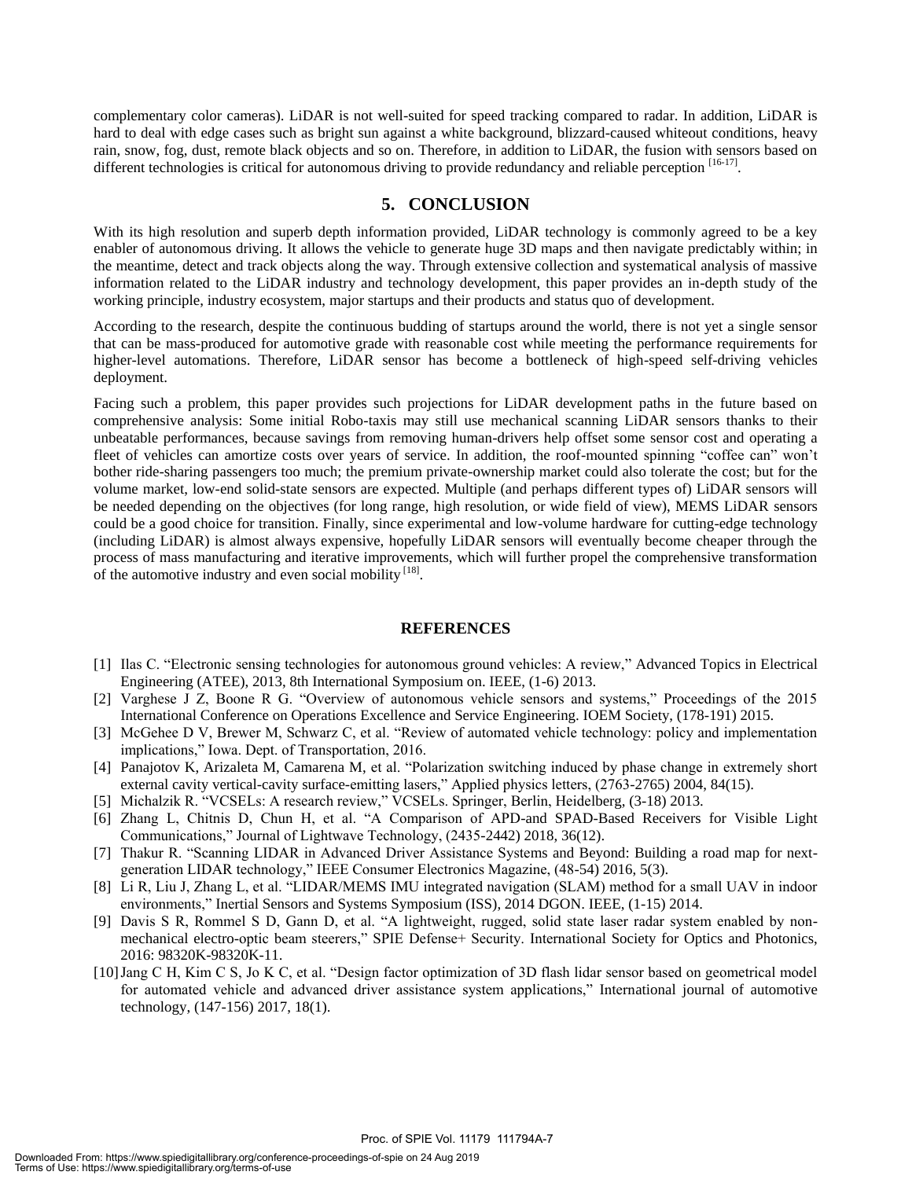complementary color cameras). LiDAR is not well-suited for speed tracking compared to radar. In addition, LiDAR is hard to deal with edge cases such as bright sun against a white background, blizzard-caused whiteout conditions, heavy rain, snow, fog, dust, remote black objects and so on. Therefore, in addition to LiDAR, the fusion with sensors based on different technologies is critical for autonomous driving to provide redundancy and reliable perception [16-17].

## 5. CONCLUSION

With its high resolution and superb depth information provided, LiDAR technology is commonly agreed to be a key enabler of autonomous driving. It allows the vehicle to generate huge 3D maps and then navigate predictably within; in the meantime, detect and track objects along the way. Through extensive collection and systematical analysis of massive information related to the LiDAR industry and technology development, this paper provides an in-depth study of the working principle, industry ecosystem, major startups and their products and status quo of development.

According to the research, despite the continuous budding of startups around the world, there is not yet a single sensor that can be mass-produced for automotive grade with reasonable cost while meeting the performance requirements for higher-level automations. Therefore, LiDAR sensor has become a bottleneck of high-speed self-driving vehicles deployment.

Facing such a problem, this paper provides such projections for LiDAR development paths in the future based on comprehensive analysis: Some initial Robo-taxis may still use mechanical scanning LiDAR sensors thanks to their unbeatable performances, because savings from removing human-drivers help offset some sensor cost and operating a fleet of vehicles can amortize costs over years of service. In addition, the roof-mounted spinning "coffee can" won't bother ride-sharing passengers too much; the premium private-ownership market could also tolerate the cost; but for the volume market, low-end solid-state sensors are expected. Multiple (and perhaps different types of) LiDAR sensors will be needed depending on the objectives (for long range, high resolution, or wide field of view), MEMS LiDAR sensors could be a good choice for transition. Finally, since experimental and low-volume hardware for cutting-edge technology (including LiDAR) is almost always expensive, hopefully LiDAR sensors will eventually become cheaper through the process of mass manufacturing and iterative improvements, which will further propel the comprehensive transformation of the automotive industry and even social mobility [18].

## REFERENCES

[1] Ilas C. "Electronic sensing technologies for autonomous ground vehicles: A review," Advanced Topics in Electrical Engineering (ATEE), 2013, 8th International Symposium on. IEEE, (1-6) 2013.

[2] Varghese J Z, Boone R G. "Overview of autonomous vehicle sensors and systems," Proceedings of the 2015 International Conference on Operations Excellence and Service Engineering. IOEM Society, (178-191) 2015.

[3] McGehee D V, Brewer M, Schwarz C, et al. "Review of automated vehicle technology: policy and implementation implications," Iowa. Dept. of Transportation, 2016.

[4] Panajotov K, Arizaleta M, Camarena M, et al. "Polarization switching induced by phase change in extremely short external cavity vertical-cavity surface-emitting lasers," Applied physics letters, (2763-2765) 2004, 84(15).

[5] Michalzik R. "VCSELs: A research review," VCSELs. Springer, Berlin, Heidelberg, (3-18) 2013.

[6] Zhang L, Chitnis D, Chun H, et al. "A Comparison of APD-and SPAD-Based Receivers for Visible Light Communications," Journal of Lightwave Technology, (2435-2442) 2018, 36(12).

[7] Thakur R. "Scanning LIDAR in Advanced Driver Assistance Systems and Beyond: Building a road map for next-generation LIDAR technology," IEEE Consumer Electronics Magazine, (48-54) 2016, 5(3).

[8] Li R, Liu J, Zhang L, et al. "LIDAR/MEMS IMU integrated navigation (SLAM) method for a small UAV in indoor environments," Inertial Sensors and Systems Symposium (ISS), 2014 DGON. IEEE, (1-15) 2014.

[9] Davis S R, Rommel S D, Gann D, et al. "A lightweight, rugged, solid state laser radar system enabled by non-mechanical electro-optic beam steerers," SPIE Defense+ Security. International Society for Optics and Photonics, 2016: 98320K-98320K-11.

[10] Jang C H, Kim C S, Jo K C, et al. "Design factor optimization of 3D flash lidar sensor based on geometrical model for automated vehicle and advanced driver assistance system applications," International journal of automotive technology, (147-156) 2017, 18(1).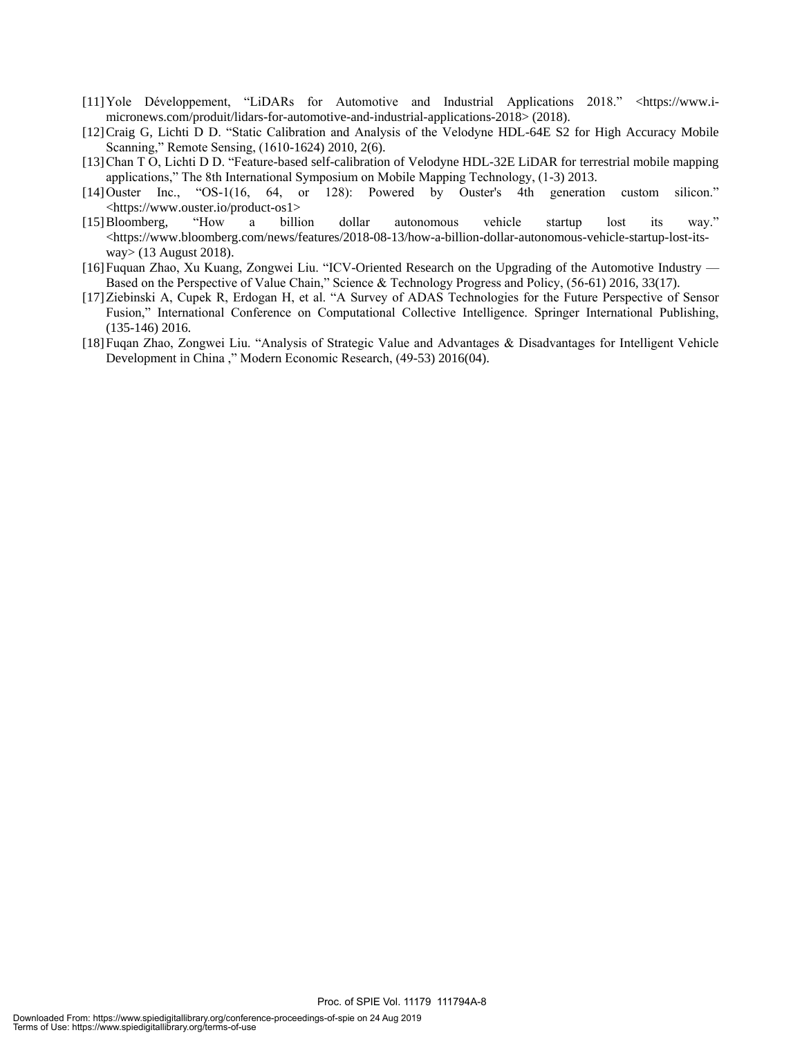[11] Yole Développement, "LiDARs for Automotive and Industrial Applications 2018." <https://www.i-micronews.com/produit/lidars-for-automotive-and-industrial-applications-2018> (2018).

[12] Craig G, Lichti D D. "Static Calibration and Analysis of the Velodyne HDL-64E S2 for High Accuracy Mobile Scanning," Remote Sensing, (1610-1624) 2010, 2(6).

[13] Chan T O, Lichti D D. "Feature-based self-calibration of Velodyne HDL-32E LiDAR for terrestrial mobile mapping applications," The 8th International Symposium on Mobile Mapping Technology, (1-3) 2013.

[14] Ouster Inc., "OS-1(16, 64, or 128): Powered by Ouster's 4th generation custom silicon." <https://www.ouster.io/product-os1>

[15] Bloomberg, "How a billion dollar autonomous vehicle startup lost its way." <https://www.bloomberg.com/news/features/2018-08-13/how-a-billion-dollar-autonomous-vehicle-startup-lost-its-way> (13 August 2018).

[16] Fuquan Zhao, Xu Kuang, Zongwei Liu. "ICV-Oriented Research on the Upgrading of the Automotive Industry — Based on the Perspective of Value Chain," Science & Technology Progress and Policy, (56-61) 2016, 33(17).

[17] Ziebinski A, Cupek R, Erdogan H, et al. "A Survey of ADAS Technologies for the Future Perspective of Sensor Fusion," International Conference on Computational Collective Intelligence. Springer International Publishing, (135-146) 2016.

[18] Fuqan Zhao, Zongwei Liu. "Analysis of Strategic Value and Advantages & Disadvantages for Intelligent Vehicle Development in China ," Modern Economic Research, (49-53) 2016(04).